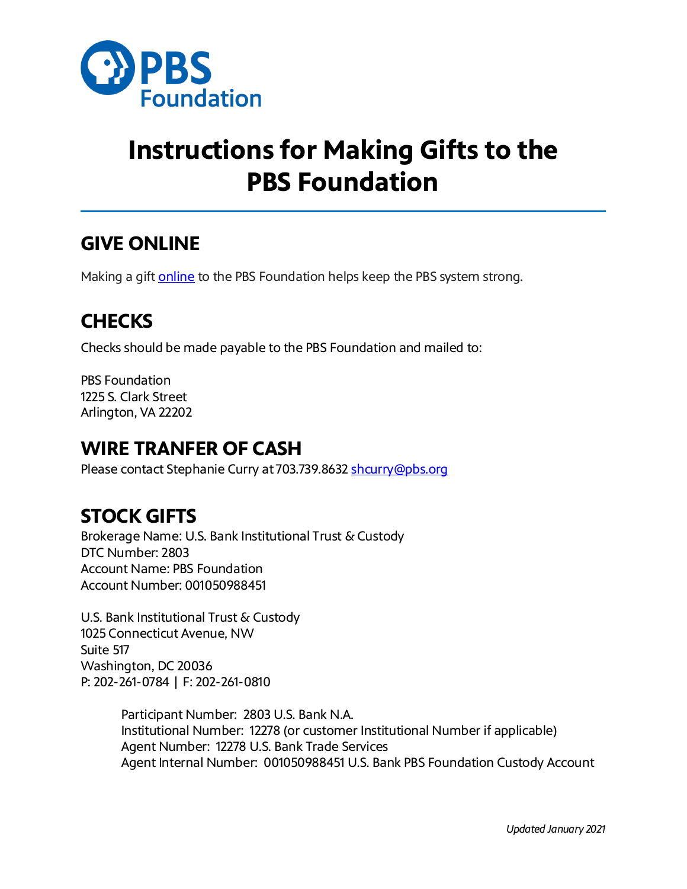PBS Foundation

# Instructions for Making Gifts to the PBS Foundation

## GIVE ONLINE

Making a gift [online]() to the PBS Foundation helps keep the PBS system strong.

## CHECKS

Checks should be made payable to the PBS Foundation and mailed to:

PBS Foundation  
1225 S. Clark Street  
Arlington, VA 22202

## WIRE TRANFER OF CASH

Please contact Stephanie Curry at 703.739.8632 [shcurry@pbs.org](mailto:shcurry@pbs.org)

## STOCK GIFTS

Brokerage Name: U.S. Bank Institutional Trust & Custody  
DTC Number: 2803  
Account Name: PBS Foundation  
Account Number: 001050988451

U.S. Bank Institutional Trust & Custody  
1025 Connecticut Avenue, NW  
Suite 517  
Washington, DC 20036  
P: 202-261-0784 | F: 202-261-0810

> Participant Number: 2803 U.S. Bank N.A.  
> Institutional Number: 12278 (or customer Institutional Number if applicable)  
> Agent Number: 12278 U.S. Bank Trade Services  
> Agent Internal Number: 001050988451 U.S. Bank PBS Foundation Custody Account

*Updated January 2021*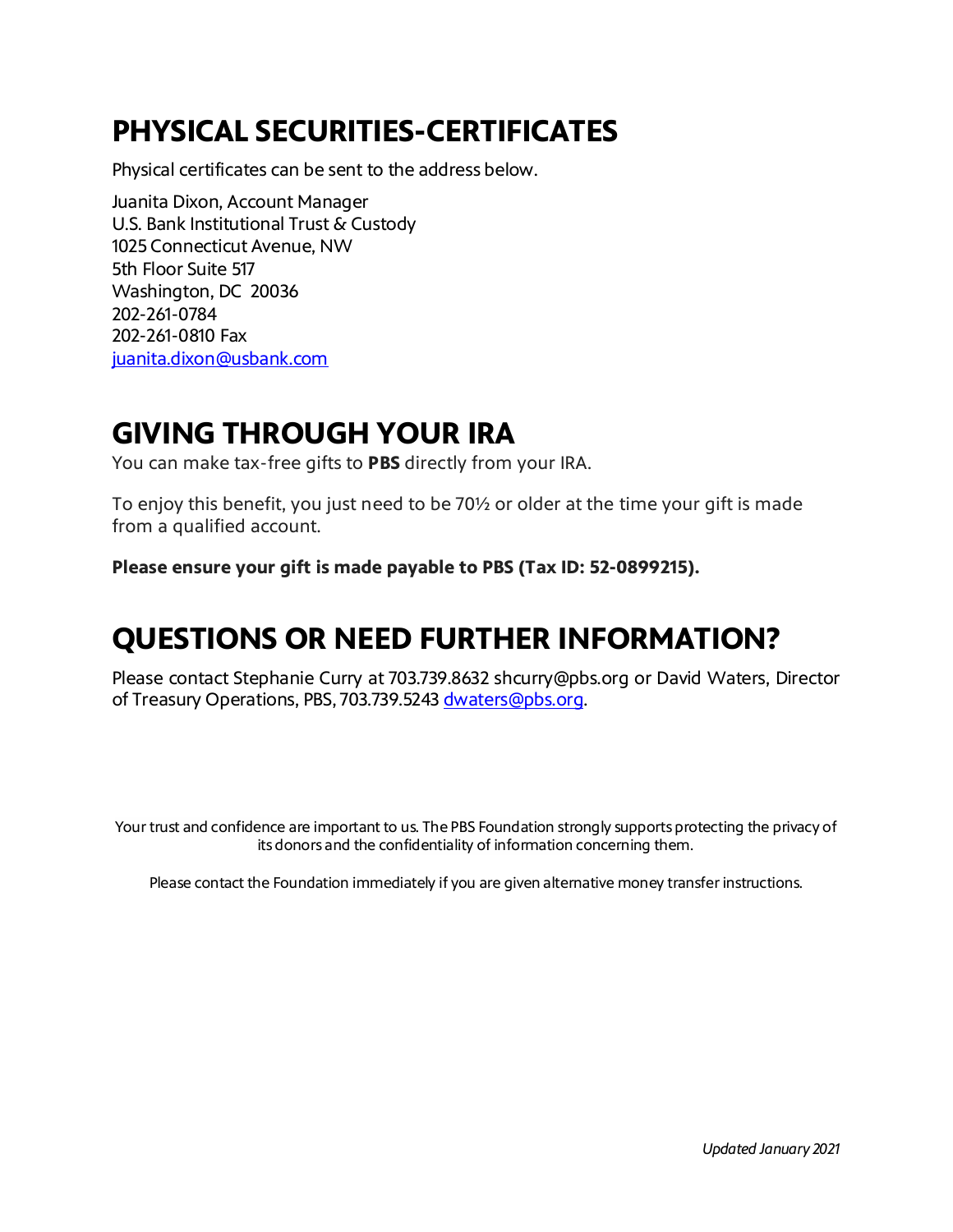# PHYSICAL SECURITIES-CERTIFICATES

Physical certificates can be sent to the address below.

Juanita Dixon, Account Manager
U.S. Bank Institutional Trust & Custody
1025 Connecticut Avenue, NW
5th Floor Suite 517
Washington, DC 20036
202-261-0784
202-261-0810 Fax
juanita.dixon@usbank.com

# GIVING THROUGH YOUR IRA

You can make tax-free gifts to **PBS** directly from your IRA.

To enjoy this benefit, you just need to be 70½ or older at the time your gift is made from a qualified account.

**Please ensure your gift is made payable to PBS (Tax ID: 52-0899215).**

# QUESTIONS OR NEED FURTHER INFORMATION?

Please contact Stephanie Curry at 703.739.8632 shcurry@pbs.org or David Waters, Director of Treasury Operations, PBS, 703.739.5243 dwaters@pbs.org.

Your trust and confidence are important to us. The PBS Foundation strongly supports protecting the privacy of its donors and the confidentiality of information concerning them.

Please contact the Foundation immediately if you are given alternative money transfer instructions.

*Updated January 2021*